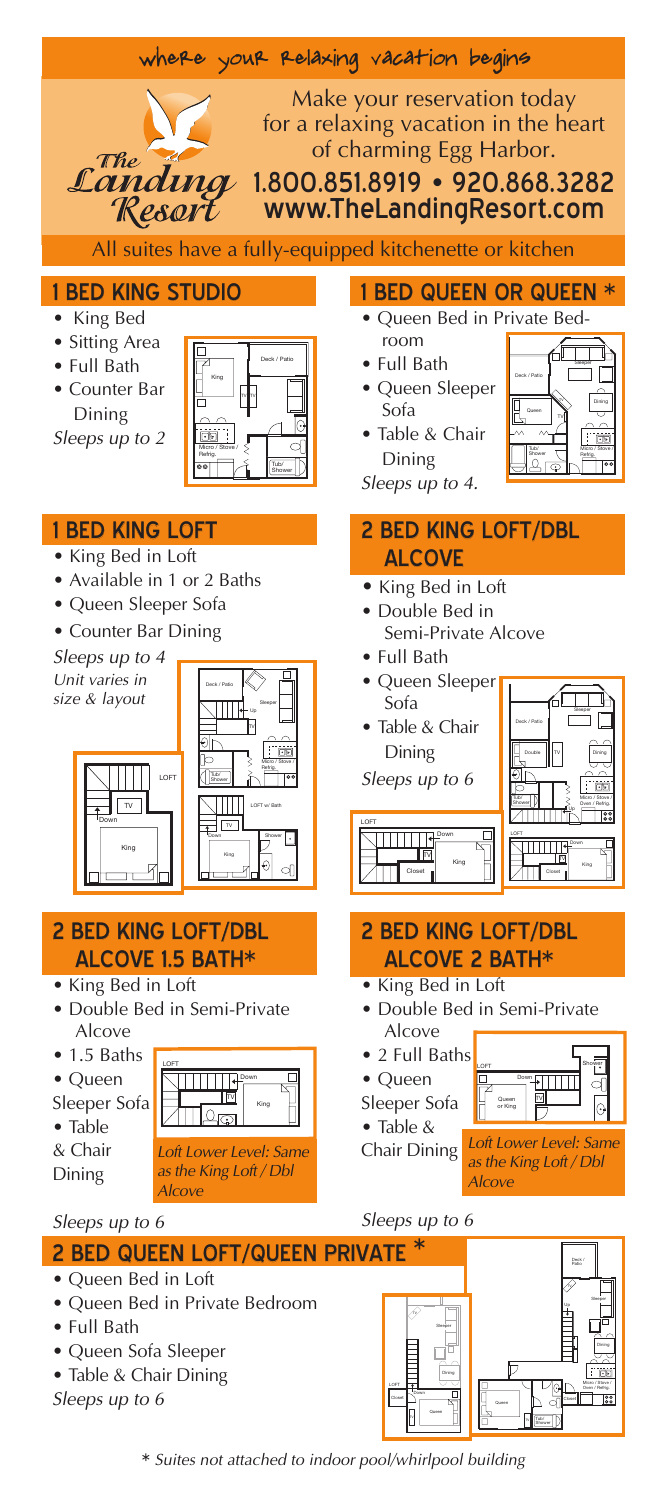where your Relaxing vacation begins

The Landing Resort

Make your reservation today for a relaxing vacation in the heart of charming Egg Harbor.

**1.800.851.8919 • 920.868.3282**
**www.TheLandingResort.com**

All suites have a fully-equipped kitchenette or kitchen

## 1 BED KING STUDIO

- King Bed
- Sitting Area
- Full Bath
- Counter Bar Dining

*Sleeps up to 2*

## 1 BED QUEEN OR QUEEN *

- Queen Bed in Private Bedroom
- Full Bath
- Queen Sleeper Sofa
- Table & Chair Dining

*Sleeps up to 4.*

## 1 BED KING LOFT

- King Bed in Loft
- Available in 1 or 2 Baths
- Queen Sleeper Sofa
- Counter Bar Dining

*Sleeps up to 4*

*Unit varies in size & layout*

## 2 BED KING LOFT/DBL ALCOVE

- King Bed in Loft
- Double Bed in Semi-Private Alcove
- Full Bath
- Queen Sleeper Sofa
- Table & Chair Dining

*Sleeps up to 6*

## 2 BED KING LOFT/DBL ALCOVE 1.5 BATH*

- King Bed in Loft
- Double Bed in Semi-Private Alcove
- 1.5 Baths
- Queen Sleeper Sofa
- Table & Chair Dining

*Loft Lower Level: Same as the King Loft / Dbl Alcove*

*Sleeps up to 6*

## 2 BED KING LOFT/DBL ALCOVE 2 BATH*

- King Bed in Loft
- Double Bed in Semi-Private Alcove
- 2 Full Baths
- Queen Sleeper Sofa
- Table & Chair Dining

*Loft Lower Level: Same as the King Loft / Dbl Alcove*

*Sleeps up to 6*

## 2 BED QUEEN LOFT/QUEEN PRIVATE *

- Queen Bed in Loft
- Queen Bed in Private Bedroom
- Full Bath
- Queen Sofa Sleeper
- Table & Chair Dining

*Sleeps up to 6*

*\* Suites not attached to indoor pool/whirlpool building*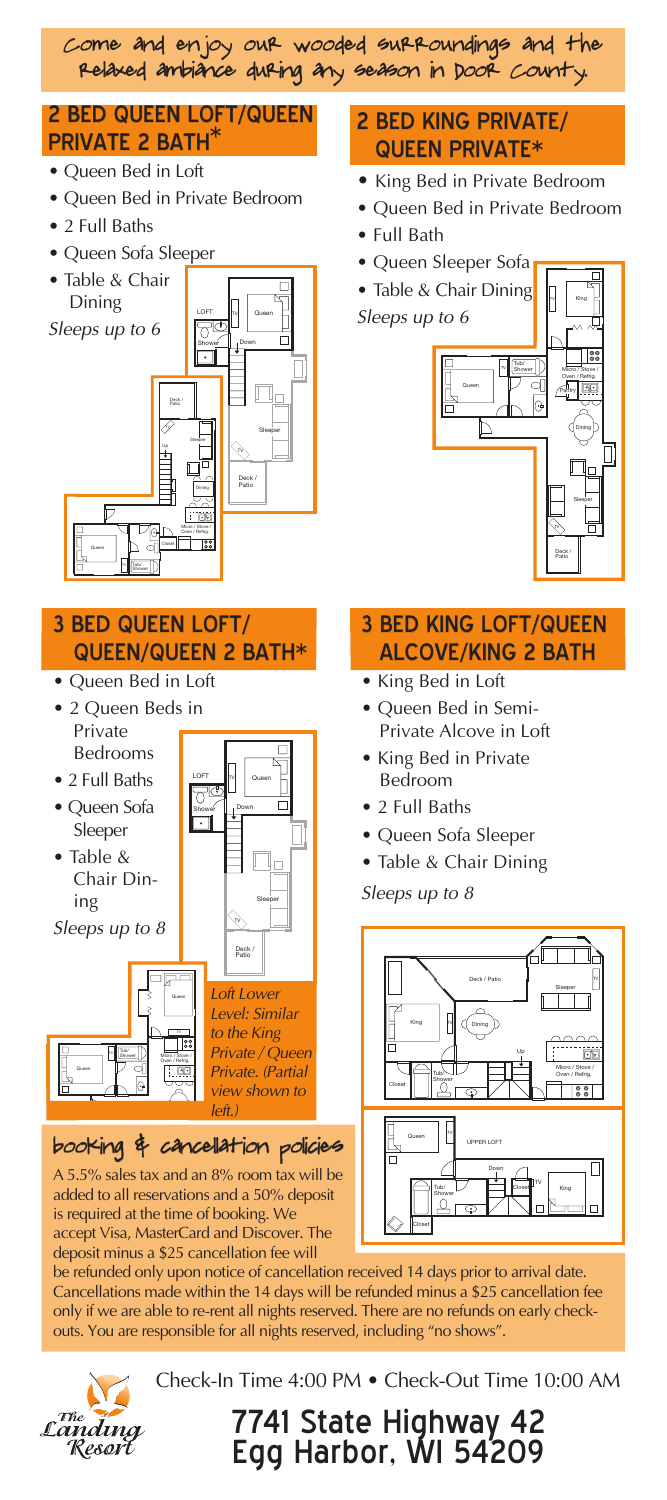Come and enjoy our wooded surroundings and the Relaxed ambiance during any season in Door County.

## 2 BED QUEEN LOFT/QUEEN PRIVATE 2 BATH*

- Queen Bed in Loft
- Queen Bed in Private Bedroom
- 2 Full Baths
- Queen Sofa Sleeper
- Table & Chair Dining

*Sleeps up to 6*

## 2 BED KING PRIVATE/ QUEEN PRIVATE*

- King Bed in Private Bedroom
- Queen Bed in Private Bedroom
- Full Bath
- Queen Sleeper Sofa
- Table & Chair Dining

*Sleeps up to 6*

## 3 BED QUEEN LOFT/ QUEEN/QUEEN 2 BATH*

- Queen Bed in Loft
- 2 Queen Beds in Private Bedrooms
- 2 Full Baths
- Queen Sofa Sleeper
- Table & Chair Dining

*Sleeps up to 8*

*Loft Lower Level: Similar to the King Private / Queen Private. (Partial view shown to left.)*

## 3 BED KING LOFT/QUEEN ALCOVE/KING 2 BATH

- King Bed in Loft
- Queen Bed in Semi-Private Alcove in Loft
- King Bed in Private Bedroom
- 2 Full Baths
- Queen Sofa Sleeper
- Table & Chair Dining

*Sleeps up to 8*

## booking & cancellation policies

A 5.5% sales tax and an 8% room tax will be added to all reservations and a 50% deposit is required at the time of booking. We accept Visa, MasterCard and Discover. The deposit minus a $25 cancellation fee will be refunded only upon notice of cancellation received 14 days prior to arrival date. Cancellations made within the 14 days will be refunded minus a $25 cancellation fee only if we are able to re-rent all nights reserved. There are no refunds on early check-outs. You are responsible for all nights reserved, including "no shows".

Check-In Time 4:00 PM • Check-Out Time 10:00 AM

The Landing Resort

7741 State Highway 42
Egg Harbor, WI 54209